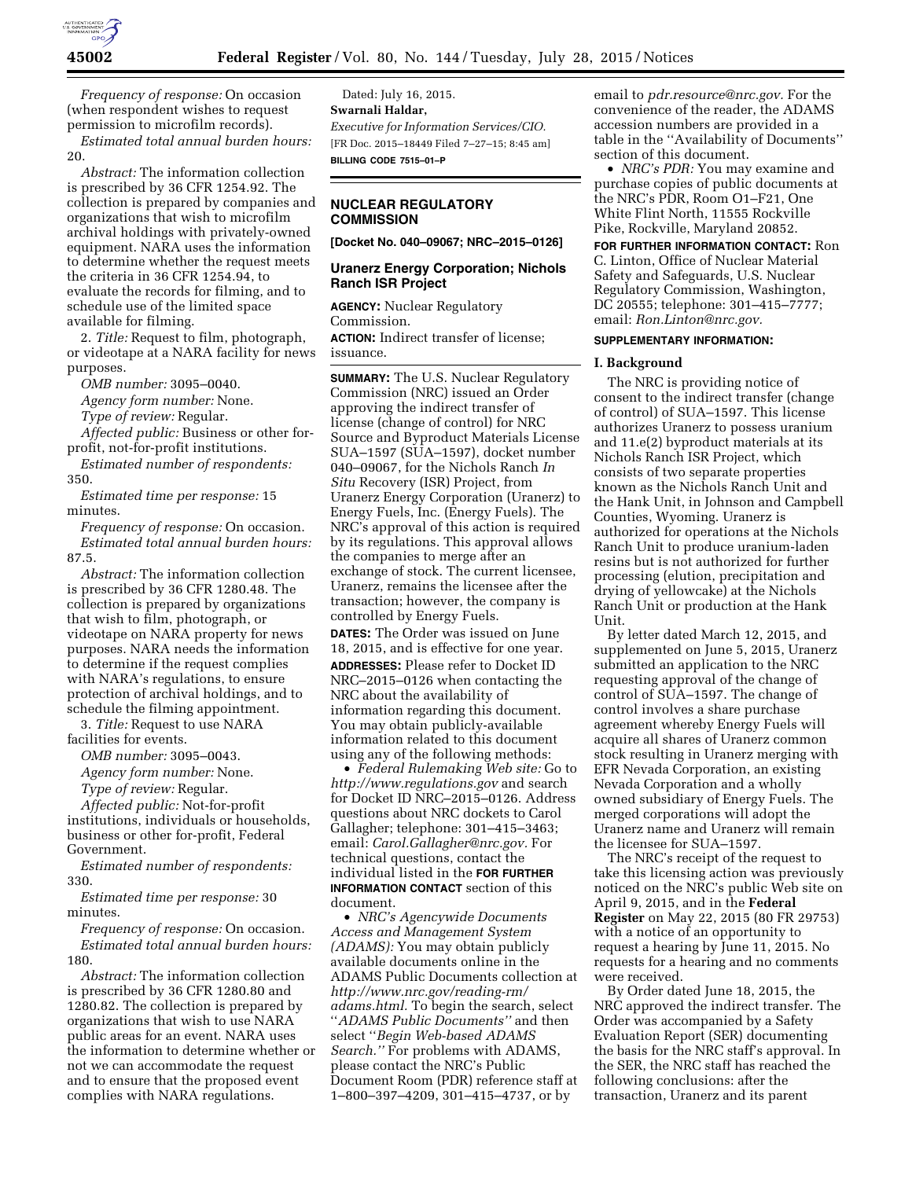*Frequency of response:* On occasion (when respondent wishes to request permission to microfilm records).

*Estimated total annual burden hours:* 20.

*Abstract:* The information collection is prescribed by 36 CFR 1254.92. The collection is prepared by companies and organizations that wish to microfilm archival holdings with privately-owned equipment. NARA uses the information to determine whether the request meets the criteria in 36 CFR 1254.94, to evaluate the records for filming, and to schedule use of the limited space available for filming.

2. *Title:* Request to film, photograph, or videotape at a NARA facility for news purposes.

*OMB number:* 3095–0040.

*Agency form number:* None.

*Type of review:* Regular.

*Affected public:* Business or other for-profit, not-for-profit institutions.

*Estimated number of respondents:* 350.

*Estimated time per response:* 15 minutes.

*Frequency of response:* On occasion.

*Estimated total annual burden hours:* 87.5.

*Abstract:* The information collection is prescribed by 36 CFR 1280.48. The collection is prepared by organizations that wish to film, photograph, or videotape on NARA property for news purposes. NARA needs the information to determine if the request complies with NARA's regulations, to ensure protection of archival holdings, and to schedule the filming appointment.

3. *Title:* Request to use NARA facilities for events.

*OMB number:* 3095–0043.

*Agency form number:* None.

*Type of review:* Regular.

*Affected public:* Not-for-profit institutions, individuals or households, business or other for-profit, Federal Government.

*Estimated number of respondents:* 330.

*Estimated time per response:* 30 minutes.

*Frequency of response:* On occasion.

*Estimated total annual burden hours:* 180.

*Abstract:* The information collection is prescribed by 36 CFR 1280.80 and 1280.82. The collection is prepared by organizations that wish to use NARA public areas for an event. NARA uses the information to determine whether or not we can accommodate the request and to ensure that the proposed event complies with NARA regulations.

Dated: July 16, 2015.

**Swarnali Haldar,**

*Executive for Information Services/CIO.*

[FR Doc. 2015–18449 Filed 7–27–15; 8:45 am]

**BILLING CODE 7515–01–P**

---

## NUCLEAR REGULATORY COMMISSION

**[Docket No. 040–09067; NRC–2015–0126]**

### Uranerz Energy Corporation; Nichols Ranch ISR Project

**AGENCY:** Nuclear Regulatory Commission.

**ACTION:** Indirect transfer of license; issuance.

**SUMMARY:** The U.S. Nuclear Regulatory Commission (NRC) issued an Order approving the indirect transfer of license (change of control) for NRC Source and Byproduct Materials License SUA–1597 (SUA–1597), docket number 040–09067, for the Nichols Ranch *In Situ* Recovery (ISR) Project, from Uranerz Energy Corporation (Uranerz) to Energy Fuels, Inc. (Energy Fuels). The NRC's approval of this action is required by its regulations. This approval allows the companies to merge after an exchange of stock. The current licensee, Uranerz, remains the licensee after the transaction; however, the company is controlled by Energy Fuels.

**DATES:** The Order was issued on June 18, 2015, and is effective for one year.

**ADDRESSES:** Please refer to Docket ID NRC–2015–0126 when contacting the NRC about the availability of information regarding this document. You may obtain publicly-available information related to this document using any of the following methods:

- *Federal Rulemaking Web site:* Go to *http://www.regulations.gov* and search for Docket ID NRC–2015–0126. Address questions about NRC dockets to Carol Gallagher; telephone: 301–415–3463; email: *Carol.Gallagher@nrc.gov.* For technical questions, contact the individual listed in the **FOR FURTHER INFORMATION CONTACT** section of this document.
- *NRC's Agencywide Documents Access and Management System (ADAMS):* You may obtain publicly available documents online in the ADAMS Public Documents collection at *http://www.nrc.gov/reading-rm/adams.html.* To begin the search, select ''*ADAMS Public Documents''* and then select ''*Begin Web-based ADAMS Search.''* For problems with ADAMS, please contact the NRC's Public Document Room (PDR) reference staff at 1–800–397–4209, 301–415–4737, or by email to *pdr.resource@nrc.gov.* For the convenience of the reader, the ADAMS accession numbers are provided in a table in the ''Availability of Documents'' section of this document.
- *NRC's PDR:* You may examine and purchase copies of public documents at the NRC's PDR, Room O1–F21, One White Flint North, 11555 Rockville Pike, Rockville, Maryland 20852.

**FOR FURTHER INFORMATION CONTACT:** Ron C. Linton, Office of Nuclear Material Safety and Safeguards, U.S. Nuclear Regulatory Commission, Washington, DC 20555; telephone: 301–415–7777; email: *Ron.Linton@nrc.gov.*

**SUPPLEMENTARY INFORMATION:**

#### I. Background

The NRC is providing notice of consent to the indirect transfer (change of control) of SUA–1597. This license authorizes Uranerz to possess uranium and 11.e(2) byproduct materials at its Nichols Ranch ISR Project, which consists of two separate properties known as the Nichols Ranch Unit and the Hank Unit, in Johnson and Campbell Counties, Wyoming. Uranerz is authorized for operations at the Nichols Ranch Unit to produce uranium-laden resins but is not authorized for further processing (elution, precipitation and drying of yellowcake) at the Nichols Ranch Unit or production at the Hank Unit.

By letter dated March 12, 2015, and supplemented on June 5, 2015, Uranerz submitted an application to the NRC requesting approval of the change of control of SUA–1597. The change of control involves a share purchase agreement whereby Energy Fuels will acquire all shares of Uranerz common stock resulting in Uranerz merging with EFR Nevada Corporation, an existing Nevada Corporation and a wholly owned subsidiary of Energy Fuels. The merged corporations will adopt the Uranerz name and Uranerz will remain the licensee for SUA–1597.

The NRC's receipt of the request to take this licensing action was previously noticed on the NRC's public Web site on April 9, 2015, and in the **Federal Register** on May 22, 2015 (80 FR 29753) with a notice of an opportunity to request a hearing by June 11, 2015. No requests for a hearing and no comments were received.

By Order dated June 18, 2015, the NRC approved the indirect transfer. The Order was accompanied by a Safety Evaluation Report (SER) documenting the basis for the NRC staff's approval. In the SER, the NRC staff has reached the following conclusions: after the transaction, Uranerz and its parent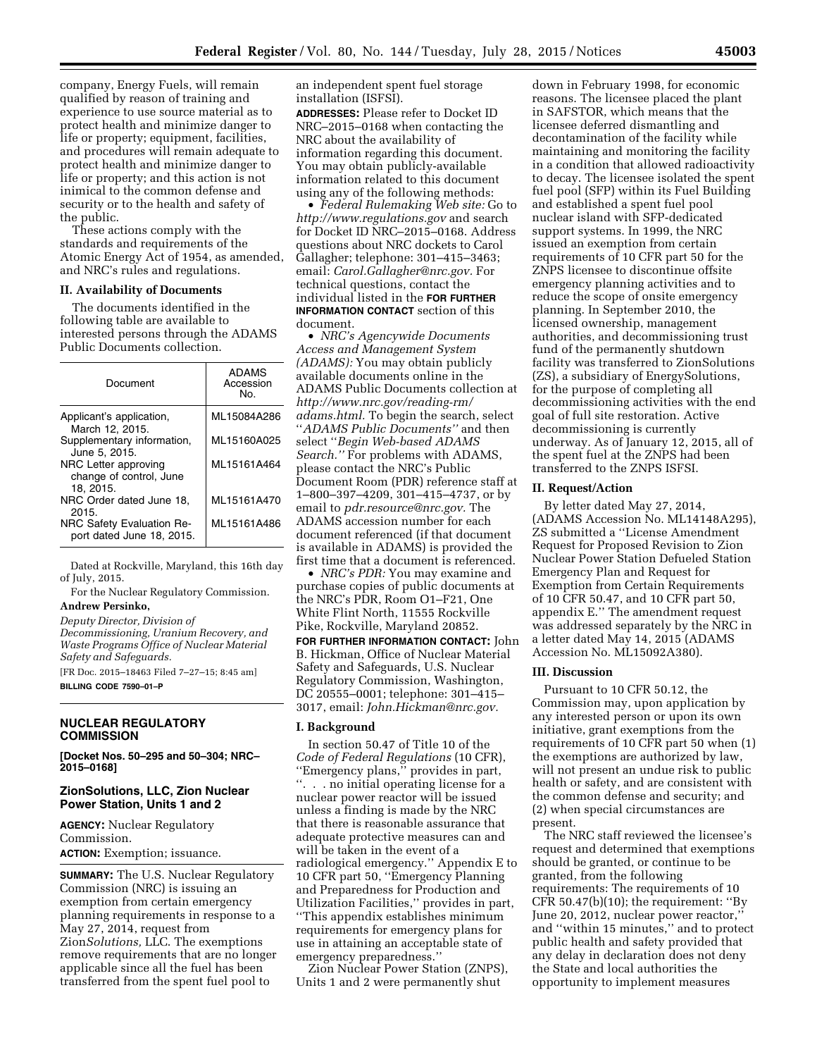company, Energy Fuels, will remain qualified by reason of training and experience to use source material as to protect health and minimize danger to life or property; equipment, facilities, and procedures will remain adequate to protect health and minimize danger to life or property; and this action is not inimical to the common defense and security or to the health and safety of the public.

These actions comply with the standards and requirements of the Atomic Energy Act of 1954, as amended, and NRC's rules and regulations.

### II. Availability of Documents

The documents identified in the following table are available to interested persons through the ADAMS Public Documents collection.

| Document | ADAMS Accession No. |
|---|---|
| Applicant's application, March 12, 2015. | ML15084A286 |
| Supplementary information, June 5, 2015. | ML15160A025 |
| NRC Letter approving change of control, June 18, 2015. | ML15161A464 |
| NRC Order dated June 18, 2015. | ML15161A470 |
| NRC Safety Evaluation Report dated June 18, 2015. | ML15161A486 |

Dated at Rockville, Maryland, this 16th day of July, 2015.

For the Nuclear Regulatory Commission.

**Andrew Persinko,**

*Deputy Director, Division of Decommissioning, Uranium Recovery, and Waste Programs Office of Nuclear Material Safety and Safeguards.*

[FR Doc. 2015–18463 Filed 7–27–15; 8:45 am]

**BILLING CODE 7590–01–P**

## NUCLEAR REGULATORY COMMISSION

**[Docket Nos. 50–295 and 50–304; NRC–2015–0168]**

## ZionSolutions, LLC, Zion Nuclear Power Station, Units 1 and 2

**AGENCY:** Nuclear Regulatory Commission.

**ACTION:** Exemption; issuance.

**SUMMARY:** The U.S. Nuclear Regulatory Commission (NRC) is issuing an exemption from certain emergency planning requirements in response to a May 27, 2014, request from Zion*Solutions,* LLC. The exemptions remove requirements that are no longer applicable since all the fuel has been transferred from the spent fuel pool to an independent spent fuel storage installation (ISFSI).

**ADDRESSES:** Please refer to Docket ID NRC–2015–0168 when contacting the NRC about the availability of information regarding this document. You may obtain publicly-available information related to this document using any of the following methods:

- *Federal Rulemaking Web site:* Go to *http://www.regulations.gov* and search for Docket ID NRC–2015–0168. Address questions about NRC dockets to Carol Gallagher; telephone: 301–415–3463; email: *Carol.Gallagher@nrc.gov.* For technical questions, contact the individual listed in the **FOR FURTHER INFORMATION CONTACT** section of this document.
- *NRC's Agencywide Documents Access and Management System (ADAMS):* You may obtain publicly available documents online in the ADAMS Public Documents collection at *http://www.nrc.gov/reading-rm/adams.html.* To begin the search, select ''*ADAMS Public Documents''* and then select ''*Begin Web-based ADAMS Search.''* For problems with ADAMS, please contact the NRC's Public Document Room (PDR) reference staff at 1–800–397–4209, 301–415–4737, or by email to *pdr.resource@nrc.gov.* The ADAMS accession number for each document referenced (if that document is available in ADAMS) is provided the first time that a document is referenced.
- *NRC's PDR:* You may examine and purchase copies of public documents at the NRC's PDR, Room O1–F21, One White Flint North, 11555 Rockville Pike, Rockville, Maryland 20852.

**FOR FURTHER INFORMATION CONTACT:** John B. Hickman, Office of Nuclear Material Safety and Safeguards, U.S. Nuclear Regulatory Commission, Washington, DC 20555–0001; telephone: 301–415–3017, email: *John.Hickman@nrc.gov.*

### I. Background

In section 50.47 of Title 10 of the *Code of Federal Regulations* (10 CFR), ''Emergency plans,'' provides in part, ''. . . no initial operating license for a nuclear power reactor will be issued unless a finding is made by the NRC that there is reasonable assurance that adequate protective measures can and will be taken in the event of a radiological emergency.'' Appendix E to 10 CFR part 50, ''Emergency Planning and Preparedness for Production and Utilization Facilities,'' provides in part, ''This appendix establishes minimum requirements for emergency plans for use in attaining an acceptable state of emergency preparedness.''

Zion Nuclear Power Station (ZNPS), Units 1 and 2 were permanently shut down in February 1998, for economic reasons. The licensee placed the plant in SAFSTOR, which means that the licensee deferred dismantling and decontamination of the facility while maintaining and monitoring the facility in a condition that allowed radioactivity to decay. The licensee isolated the spent fuel pool (SFP) within its Fuel Building and established a spent fuel pool nuclear island with SFP-dedicated support systems. In 1999, the NRC issued an exemption from certain requirements of 10 CFR part 50 for the ZNPS licensee to discontinue offsite emergency planning activities and to reduce the scope of onsite emergency planning. In September 2010, the licensed ownership, management authorities, and decommissioning trust fund of the permanently shutdown facility was transferred to ZionSolutions (ZS), a subsidiary of EnergySolutions, for the purpose of completing all decommissioning activities with the end goal of full site restoration. Active decommissioning is currently underway. As of January 12, 2015, all of the spent fuel at the ZNPS had been transferred to the ZNPS ISFSI.

### II. Request/Action

By letter dated May 27, 2014, (ADAMS Accession No. ML14148A295), ZS submitted a ''License Amendment Request for Proposed Revision to Zion Nuclear Power Station Defueled Station Emergency Plan and Request for Exemption from Certain Requirements of 10 CFR 50.47, and 10 CFR part 50, appendix E.'' The amendment request was addressed separately by the NRC in a letter dated May 14, 2015 (ADAMS Accession No. ML15092A380).

### III. Discussion

Pursuant to 10 CFR 50.12, the Commission may, upon application by any interested person or upon its own initiative, grant exemptions from the requirements of 10 CFR part 50 when (1) the exemptions are authorized by law, will not present an undue risk to public health or safety, and are consistent with the common defense and security; and (2) when special circumstances are present.

The NRC staff reviewed the licensee's request and determined that exemptions should be granted, or continue to be granted, from the following requirements: The requirements of 10 CFR 50.47(b)(10); the requirement: ''By June 20, 2012, nuclear power reactor,'' and ''within 15 minutes,'' and to protect public health and safety provided that any delay in declaration does not deny the State and local authorities the opportunity to implement measures